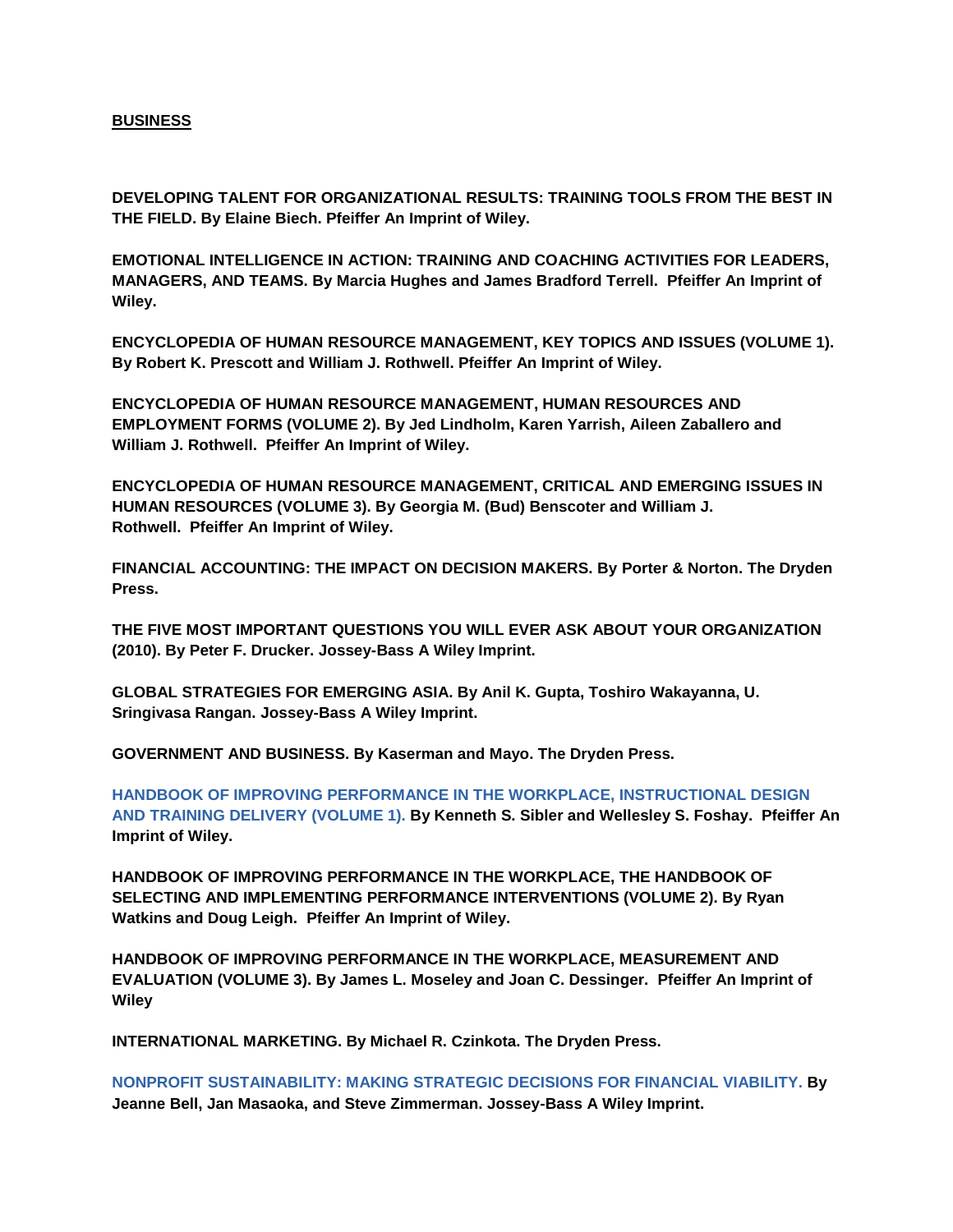**BUSINESS**

**DEVELOPING TALENT FOR ORGANIZATIONAL RESULTS: TRAINING TOOLS FROM THE BEST IN THE FIELD. By Elaine Biech. Pfeiffer An Imprint of Wiley.**

**EMOTIONAL INTELLIGENCE IN ACTION: TRAINING AND COACHING ACTIVITIES FOR LEADERS, MANAGERS, AND TEAMS. By Marcia Hughes and James Bradford Terrell. Pfeiffer An Imprint of Wiley.**

**ENCYCLOPEDIA OF HUMAN RESOURCE MANAGEMENT, KEY TOPICS AND ISSUES (VOLUME 1). By Robert K. Prescott and William J. Rothwell. Pfeiffer An Imprint of Wiley.**

**ENCYCLOPEDIA OF HUMAN RESOURCE MANAGEMENT, HUMAN RESOURCES AND EMPLOYMENT FORMS (VOLUME 2). By Jed Lindholm, Karen Yarrish, Aileen Zaballero and William J. Rothwell. Pfeiffer An Imprint of Wiley.**

**ENCYCLOPEDIA OF HUMAN RESOURCE MANAGEMENT, CRITICAL AND EMERGING ISSUES IN HUMAN RESOURCES (VOLUME 3). By Georgia M. (Bud) Benscoter and William J. Rothwell. Pfeiffer An Imprint of Wiley.**

**FINANCIAL ACCOUNTING: THE IMPACT ON DECISION MAKERS. By Porter & Norton. The Dryden Press.**

**THE FIVE MOST IMPORTANT QUESTIONS YOU WILL EVER ASK ABOUT YOUR ORGANIZATION (2010). By Peter F. Drucker. Jossey-Bass A Wiley Imprint.**

**GLOBAL STRATEGIES FOR EMERGING ASIA. By Anil K. Gupta, Toshiro Wakayanna, U. Sringivasa Rangan. Jossey-Bass A Wiley Imprint.**

**GOVERNMENT AND BUSINESS. By Kaserman and Mayo. The Dryden Press.**

**HANDBOOK OF IMPROVING PERFORMANCE IN THE WORKPLACE, INSTRUCTIONAL DESIGN AND TRAINING DELIVERY (VOLUME 1). By Kenneth S. Sibler and Wellesley S. Foshay. Pfeiffer An Imprint of Wiley.**

**HANDBOOK OF IMPROVING PERFORMANCE IN THE WORKPLACE, THE HANDBOOK OF SELECTING AND IMPLEMENTING PERFORMANCE INTERVENTIONS (VOLUME 2). By Ryan Watkins and Doug Leigh. Pfeiffer An Imprint of Wiley.**

**HANDBOOK OF IMPROVING PERFORMANCE IN THE WORKPLACE, MEASUREMENT AND EVALUATION (VOLUME 3). By James L. Moseley and Joan C. Dessinger. Pfeiffer An Imprint of Wiley**

**INTERNATIONAL MARKETING. By Michael R. Czinkota. The Dryden Press.**

**NONPROFIT SUSTAINABILITY: MAKING STRATEGIC DECISIONS FOR FINANCIAL VIABILITY. By Jeanne Bell, Jan Masaoka, and Steve Zimmerman. Jossey-Bass A Wiley Imprint.**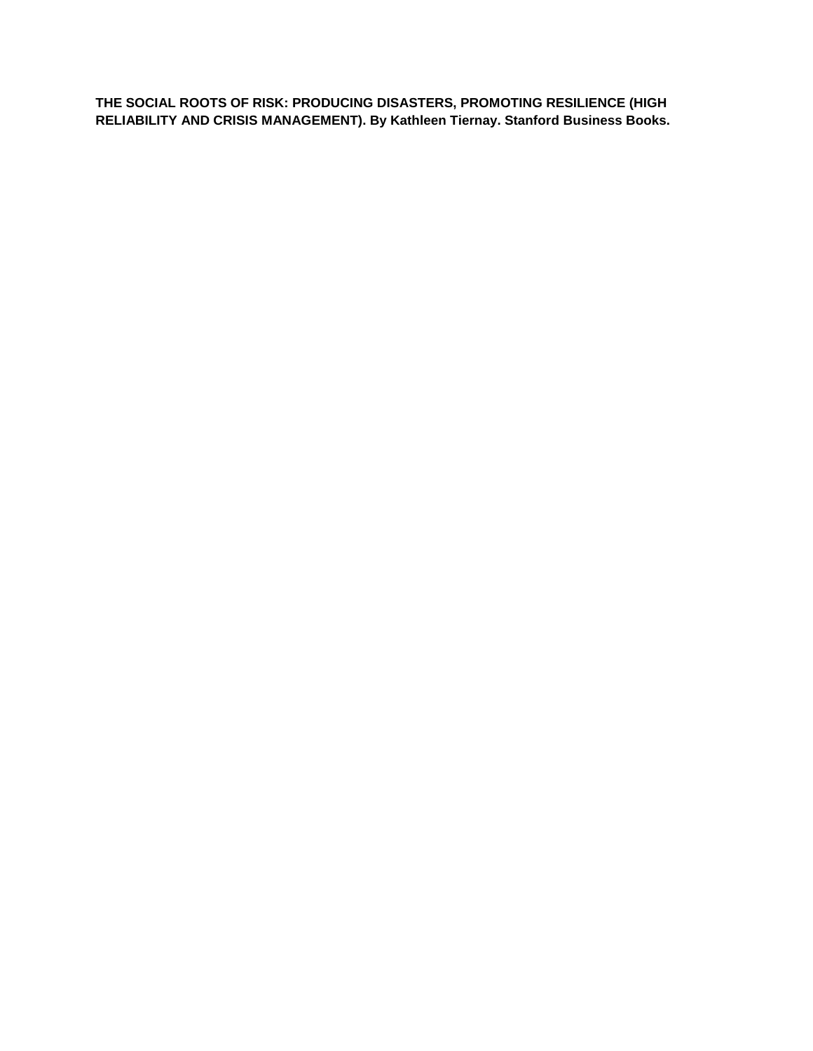**THE SOCIAL ROOTS OF RISK: PRODUCING DISASTERS, PROMOTING RESILIENCE (HIGH RELIABILITY AND CRISIS MANAGEMENT). By Kathleen Tiernay. Stanford Business Books.**